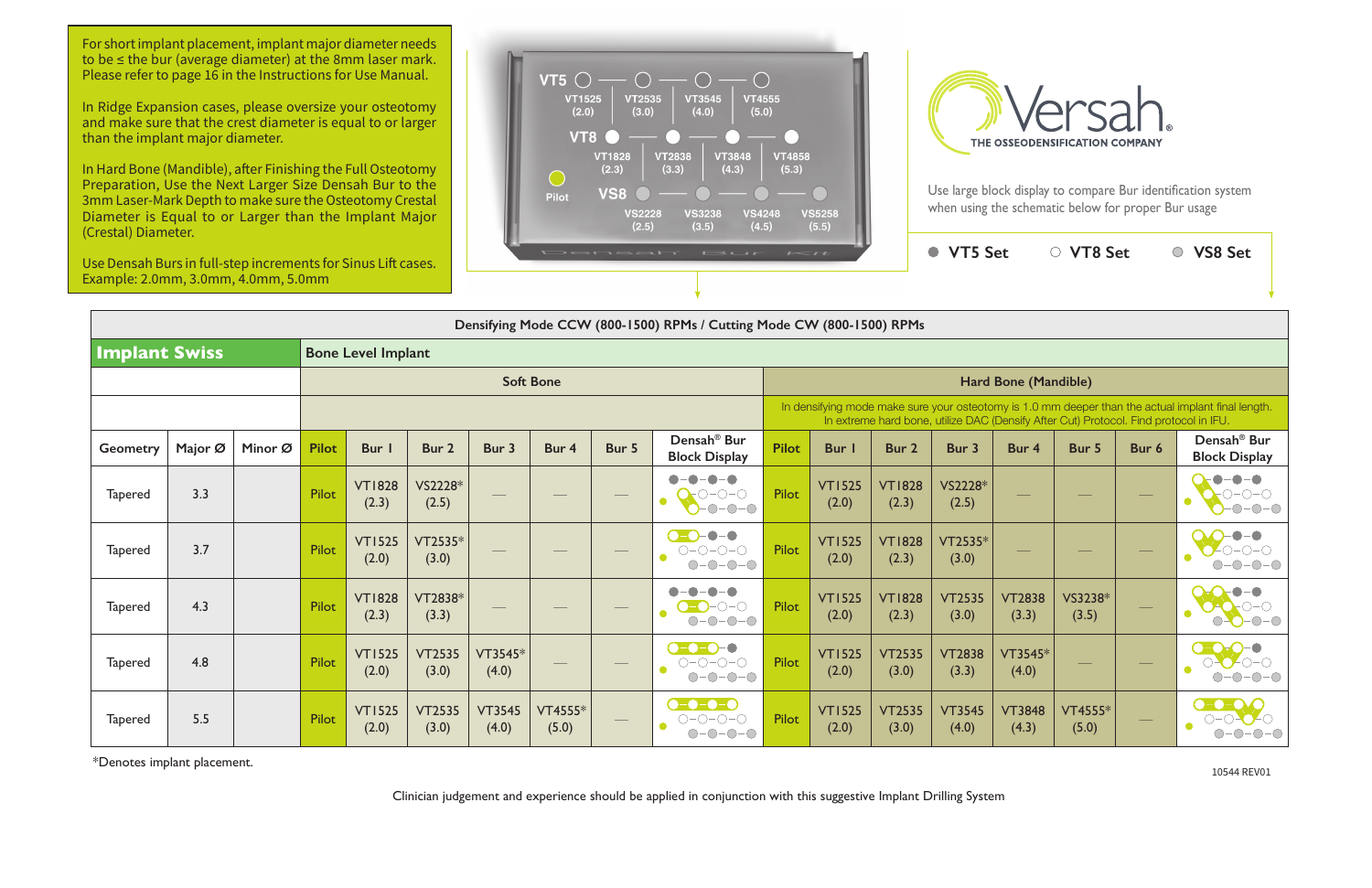For short implant placement, implant major diameter needs to be ≤ the bur (average diameter) at the 8mm laser mark. Please refer to page 16 in the Instructions for Use Manual.

In Ridge Expansion cases, please oversize your osteotomy and make sure that the crest diameter is equal to or larger than the implant major diameter.

In Hard Bone (Mandible), after Finishing the Full Osteotomy Preparation, Use the Next Larger Size Densah Bur to the 3mm Laser-Mark Depth to make sure the Osteotomy Crestal Diameter is Equal to or Larger than the Implant Major (Crestal) Diameter.

Use Densah Burs in full-step increments for Sinus Lift cases. Example: 2.0mm, 3.0mm, 4.0mm, 5.0mm

VT5: VT1525 (2.0) — VT2535 (3.0) — VT3545 (4.0) — VT4555 (5.0)

VT8: VT1828 (2.3) — VT2838 (3.3) — VT3848 (4.3) — VT4858 (5.3)

VS8: VS2228 (2.5) — VS3238 (3.5) — VS4248 (4.5) — VS5258 (5.5)

Pilot

Densah Bur Kit

# Versah®

THE OSSEODENSIFICATION COMPANY

Use large block display to compare Bur identification system when using the schematic below for proper Bur usage

● VT5 Set   ○ VT8 Set   ◎ VS8 Set

Densifying Mode CCW (800-1500) RPMs / Cutting Mode CW (800-1500) RPMs

| **Implant Swiss** | | | Bone Level Implant | | | | | | | | | | | | | | | |
|---|---|---|---|---|---|---|---|---|---|---|---|---|---|---|---|---|---|---|
| | | | Soft Bone | | | | | | | Hard Bone (Mandible) | | | | | | | | |
| | | | | | | | | | | In densifying mode make sure your osteotomy is 1.0 mm deeper than the actual implant final length. In extreme hard bone, utilize DAC (Densify After Cut) Protocol. Find protocol in IFU. | | | | | | | | |
| Geometry | Major Ø | Minor Ø | Pilot | Bur 1 | Bur 2 | Bur 3 | Bur 4 | Bur 5 | Densah® Bur Block Display | Pilot | Bur 1 | Bur 2 | Bur 3 | Bur 4 | Bur 5 | Bur 6 | Densah® Bur Block Display |
| Tapered | 3.3 | | Pilot | VT1828 (2.3) | VS2228* (2.5) | — | — | — | | Pilot | VT1525 (2.0) | VT1828 (2.3) | VS2228* (2.5) | — | — | — | |
| Tapered | 3.7 | | Pilot | VT1525 (2.0) | VT2535* (3.0) | — | — | — | | Pilot | VT1525 (2.0) | VT1828 (2.3) | VT2535* (3.0) | — | — | — | |
| Tapered | 4.3 | | Pilot | VT1828 (2.3) | VT2838* (3.3) | — | — | — | | Pilot | VT1525 (2.0) | VT1828 (2.3) | VT2535 (3.0) | VT2838 (3.3) | VS3238* (3.5) | — | |
| Tapered | 4.8 | | Pilot | VT1525 (2.0) | VT2535 (3.0) | VT3545* (4.0) | — | — | | Pilot | VT1525 (2.0) | VT2535 (3.0) | VT2838 (3.3) | VT3545* (4.0) | — | — | |
| Tapered | 5.5 | | Pilot | VT1525 (2.0) | VT2535 (3.0) | VT3545 (4.0) | VT4555* (5.0) | — | | Pilot | VT1525 (2.0) | VT2535 (3.0) | VT3545 (4.0) | VT3848 (4.3) | VT4555* (5.0) | — | |

*Denotes implant placement.

10544 REV01

Clinician judgement and experience should be applied in conjunction with this suggestive Implant Drilling System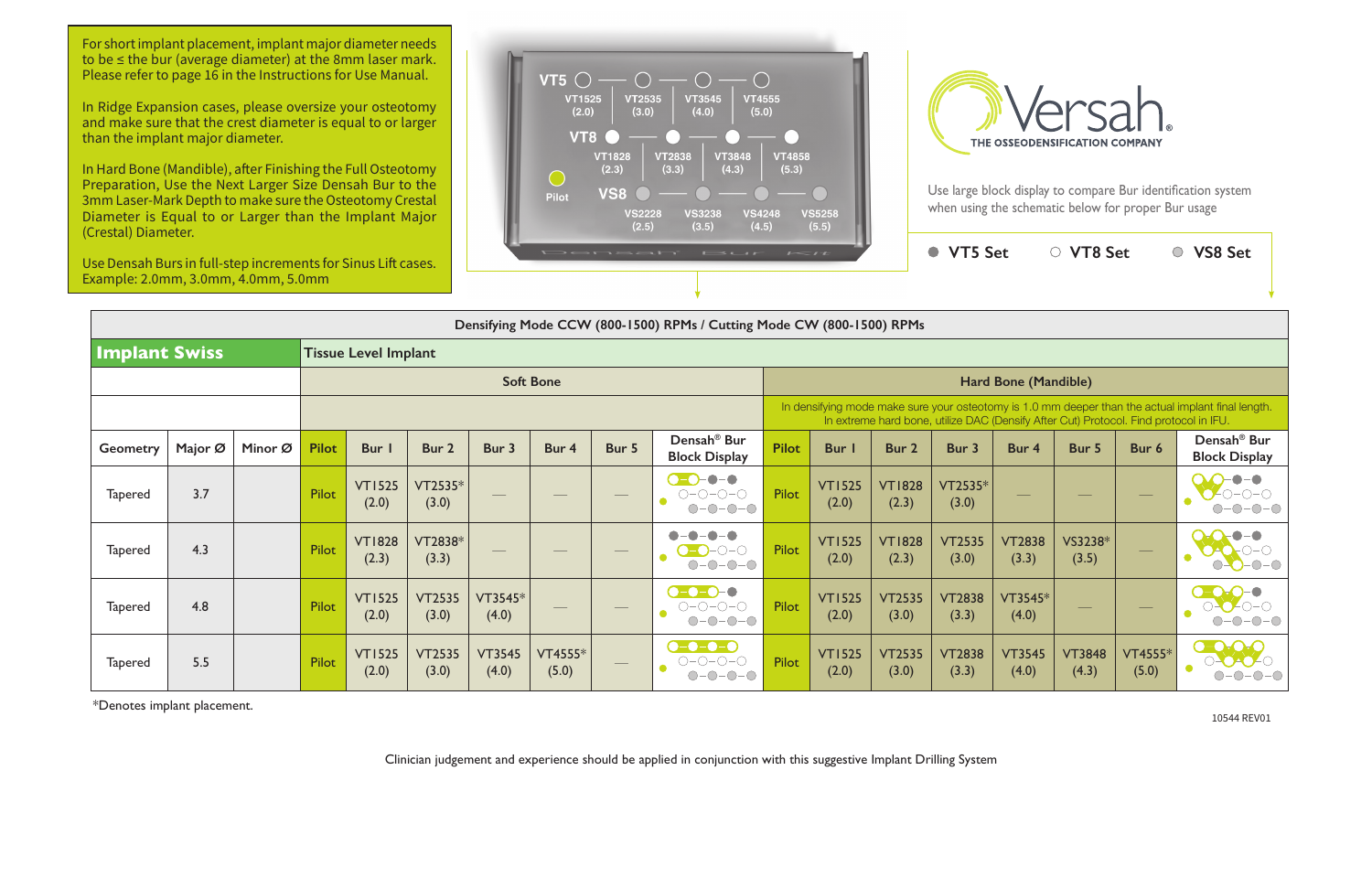For short implant placement, implant major diameter needs to be ≤ the bur (average diameter) at the 8mm laser mark. Please refer to page 16 in the Instructions for Use Manual.

In Ridge Expansion cases, please oversize your osteotomy and make sure that the crest diameter is equal to or larger than the implant major diameter.

In Hard Bone (Mandible), after Finishing the Full Osteotomy Preparation, Use the Next Larger Size Densah Bur to the 3mm Laser-Mark Depth to make sure the Osteotomy Crestal Diameter is Equal to or Larger than the Implant Major (Crestal) Diameter.

Use Densah Burs in full-step increments for Sinus Lift cases. Example: 2.0mm, 3.0mm, 4.0mm, 5.0mm

VT5: VT1525 (2.0), VT2535 (3.0), VT3545 (4.0), VT4555 (5.0)
VT8: VT1828 (2.3), VT2838 (3.3), VT3848 (4.3), VT4858 (5.3)
VS8: VS2228 (2.5), VS3238 (3.5), VS4248 (4.5), VS5258 (5.5)
Pilot

Densah Bur Kit

Versah® THE OSSEODENSIFICATION COMPANY

Use large block display to compare Bur identification system when using the schematic below for proper Bur usage

● VT5 Set ○ VT8 Set ● VS8 Set

| Densifying Mode CCW (800-1500) RPMs / Cutting Mode CW (800-1500) RPMs | | | | | | | | | | | | | | | | | | | |
|---|---|---|---|---|---|---|---|---|---|---|---|---|---|---|---|---|---|---|---|
| **Implant Swiss** | | | Tissue Level Implant | | | | | | | | | | | | | | | | |
| | | | Soft Bone | | | | | | | Hard Bone (Mandible) | | | | | | | | | |
| | | | | | | | | | | In densifying mode make sure your osteotomy is 1.0 mm deeper than the actual implant final length. In extreme hard bone, utilize DAC (Densify After Cut) Protocol. Find protocol in IFU. | | | | | | | | | |
| Geometry | Major Ø | Minor Ø | Pilot | Bur 1 | Bur 2 | Bur 3 | Bur 4 | Bur 5 | Densah® Bur Block Display | Pilot | Bur 1 | Bur 2 | Bur 3 | Bur 4 | Bur 5 | Bur 6 | Densah® Bur Block Display |
| Tapered | 3.7 | | Pilot | VT1525 (2.0) | VT2535* (3.0) | — | — | — | | Pilot | VT1525 (2.0) | VT1828 (2.3) | VT2535* (3.0) | — | — | — | |
| Tapered | 4.3 | | Pilot | VT1828 (2.3) | VT2838* (3.3) | — | — | — | | Pilot | VT1525 (2.0) | VT1828 (2.3) | VT2535 (3.0) | VT2838 (3.3) | VS3238* (3.5) | — | |
| Tapered | 4.8 | | Pilot | VT1525 (2.0) | VT2535 (3.0) | VT3545* (4.0) | — | — | | Pilot | VT1525 (2.0) | VT2535 (3.0) | VT2838 (3.3) | VT3545* (4.0) | — | — | |
| Tapered | 5.5 | | Pilot | VT1525 (2.0) | VT2535 (3.0) | VT3545 (4.0) | VT4555* (5.0) | — | | Pilot | VT1525 (2.0) | VT2535 (3.0) | VT2838 (3.3) | VT3545 (4.0) | VT3848 (4.3) | VT4555* (5.0) | |

*Denotes implant placement.

10544 REV01

Clinician judgement and experience should be applied in conjunction with this suggestive Implant Drilling System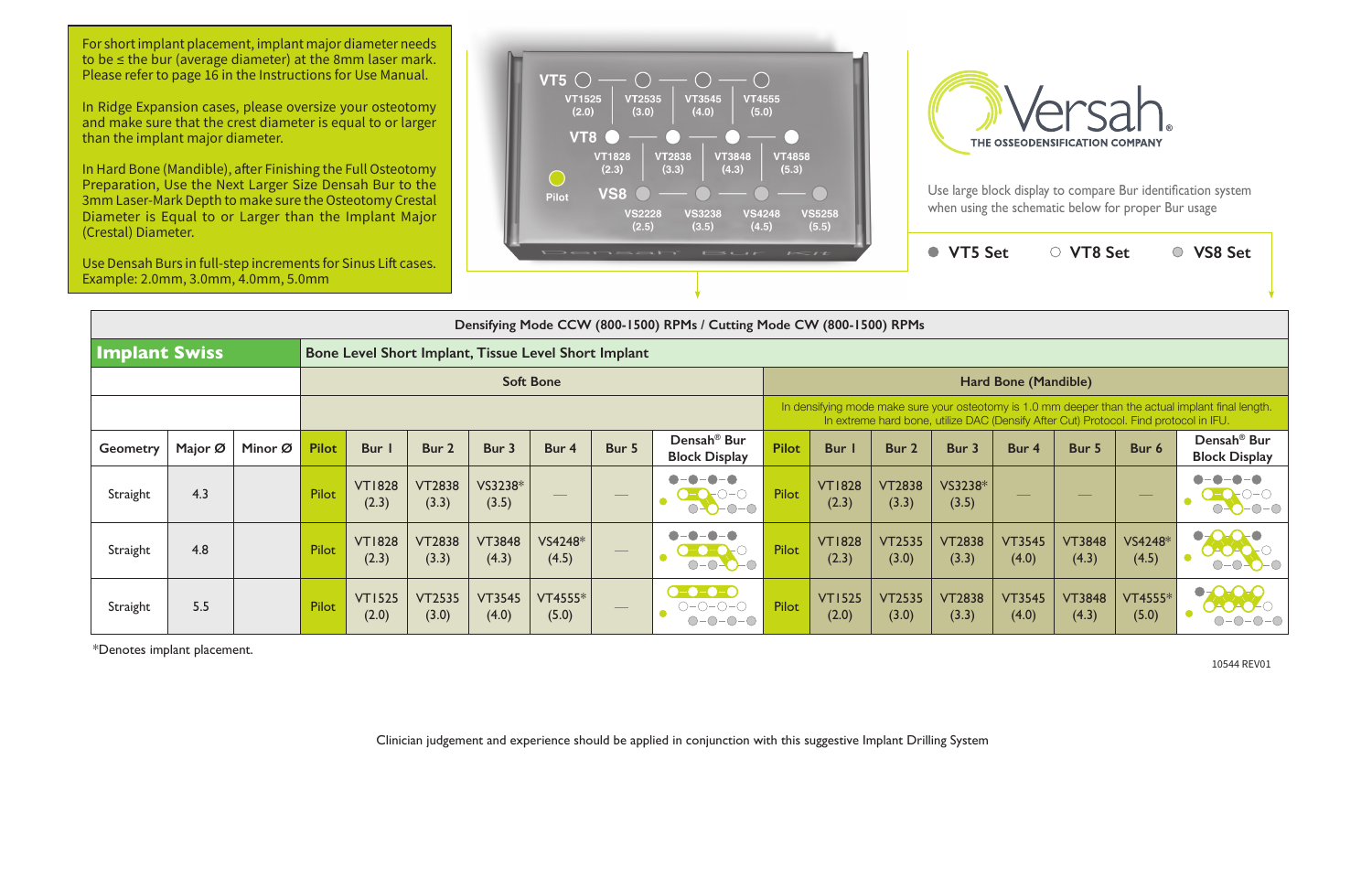For short implant placement, implant major diameter needs to be ≤ the bur (average diameter) at the 8mm laser mark. Please refer to page 16 in the Instructions for Use Manual.

In Ridge Expansion cases, please oversize your osteotomy and make sure that the crest diameter is equal to or larger than the implant major diameter.

In Hard Bone (Mandible), after Finishing the Full Osteotomy Preparation, Use the Next Larger Size Densah Bur to the 3mm Laser-Mark Depth to make sure the Osteotomy Crestal Diameter is Equal to or Larger than the Implant Major (Crestal) Diameter.

Use Densah Burs in full-step increments for Sinus Lift cases. Example: 2.0mm, 3.0mm, 4.0mm, 5.0mm

VT5: VT1525 (2.0), VT2535 (3.0), VT3545 (4.0), VT4555 (5.0)

VT8: VT1828 (2.3), VT2838 (3.3), VT3848 (4.3), VT4858 (5.3)

VS8: VS2228 (2.5), VS3238 (3.5), VS4248 (4.5), VS5258 (5.5)

Pilot

Densah Bur Kit

Versah® THE OSSEODENSIFICATION COMPANY

Use large block display to compare Bur identification system when using the schematic below for proper Bur usage

● VT5 Set ○ VT8 Set ◎ VS8 Set

| Densifying Mode CCW (800-1500) RPMs / Cutting Mode CW (800-1500) RPMs | | | | | | | | | | | | | | | | | | |
|---|---|---|---|---|---|---|---|---|---|---|---|---|---|---|---|---|---|---|
| **Implant Swiss** | | | Bone Level Short Implant, Tissue Level Short Implant | | | | | | | | | | | | | | | |
| | | | Soft Bone | | | | | | | Hard Bone (Mandible) | | | | | | | | |
| | | | | | | | | | | In densifying mode make sure your osteotomy is 1.0 mm deeper than the actual implant final length. In extreme hard bone, utilize DAC (Densify After Cut) Protocol. Find protocol in IFU. | | | | | | | | |
| Geometry | Major Ø | Minor Ø | Pilot | Bur 1 | Bur 2 | Bur 3 | Bur 4 | Bur 5 | Densah® Bur Block Display | Pilot | Bur 1 | Bur 2 | Bur 3 | Bur 4 | Bur 5 | Bur 6 | Densah® Bur Block Display |
| Straight | 4.3 | | Pilot | VT1828 (2.3) | VT2838 (3.3) | VS3238* (3.5) | — | — | | Pilot | VT1828 (2.3) | VT2838 (3.3) | VS3238* (3.5) | — | — | — | |
| Straight | 4.8 | | Pilot | VT1828 (2.3) | VT2838 (3.3) | VT3848 (4.3) | VS4248* (4.5) | — | | Pilot | VT1828 (2.3) | VT2535 (3.0) | VT2838 (3.3) | VT3545 (4.0) | VT3848 (4.3) | VS4248* (4.5) | |
| Straight | 5.5 | | Pilot | VT1525 (2.0) | VT2535 (3.0) | VT3545 (4.0) | VT4555* (5.0) | — | | Pilot | VT1525 (2.0) | VT2535 (3.0) | VT2838 (3.3) | VT3545 (4.0) | VT3848 (4.3) | VT4555* (5.0) | |

*Denotes implant placement.

10544 REV01

Clinician judgement and experience should be applied in conjunction with this suggestive Implant Drilling System